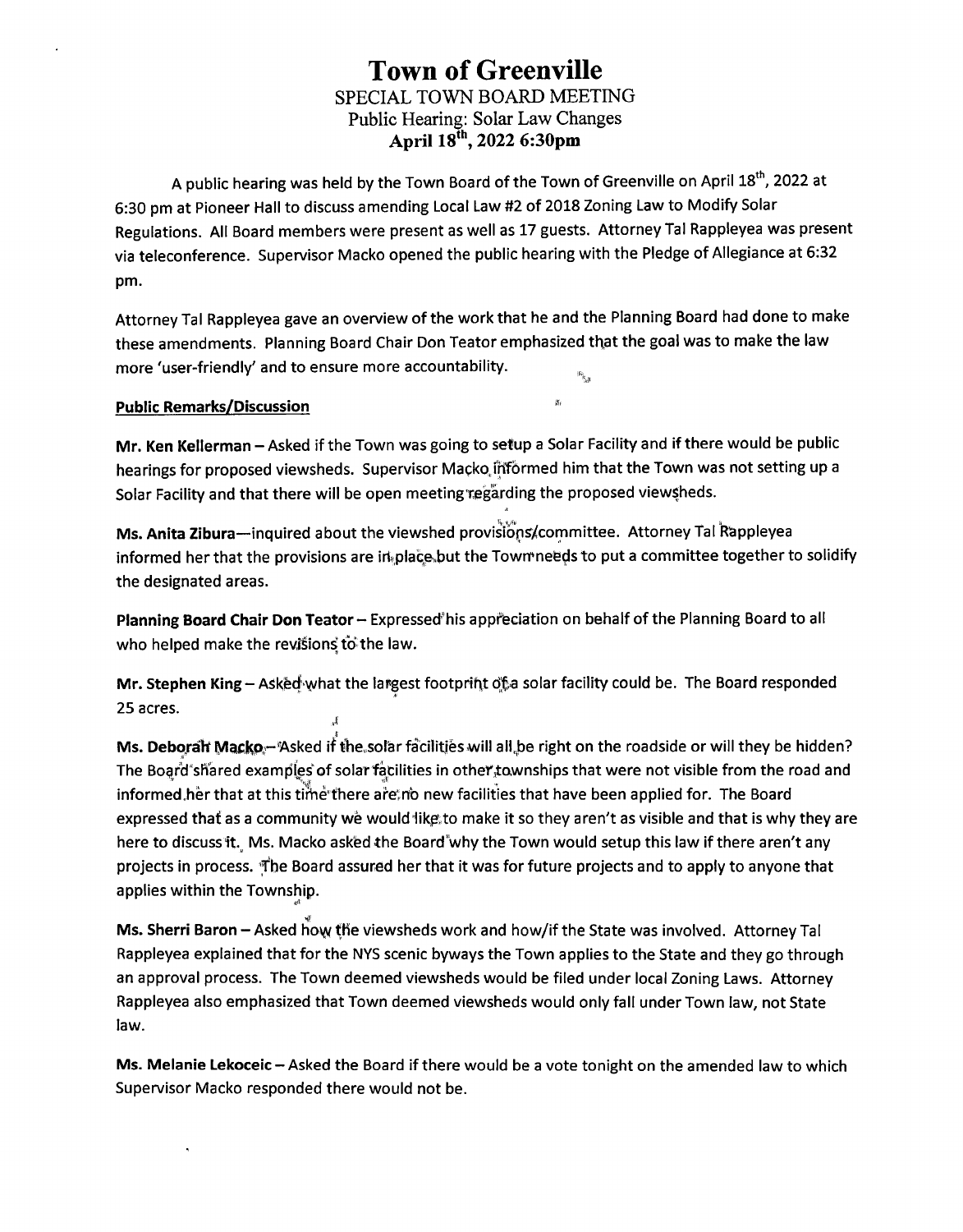# Town of Greenville

SPECIAL TOWN BOARD MEETING
Public Hearing: Solar Law Changes
**April 18th, 2022 6:30pm**

A public hearing was held by the Town Board of the Town of Greenville on April 18th, 2022 at 6:30 pm at Pioneer Hall to discuss amending Local Law #2 of 2018 Zoning Law to Modify Solar Regulations. All Board members were present as well as 17 guests. Attorney Tal Rappleyea was present via teleconference. Supervisor Macko opened the public hearing with the Pledge of Allegiance at 6:32 pm.

Attorney Tal Rappleyea gave an overview of the work that he and the Planning Board had done to make these amendments. Planning Board Chair Don Teator emphasized that the goal was to make the law more 'user-friendly' and to ensure more accountability.

**Public Remarks/Discussion**

**Mr. Ken Kellerman** – Asked if the Town was going to setup a Solar Facility and if there would be public hearings for proposed viewsheds. Supervisor Macko informed him that the Town was not setting up a Solar Facility and that there will be open meeting regarding the proposed viewsheds.

**Ms. Anita Zibura**—inquired about the viewshed provisions/committee. Attorney Tal Rappleyea informed her that the provisions are in place but the Town needs to put a committee together to solidify the designated areas.

**Planning Board Chair Don Teator** – Expressed his appreciation on behalf of the Planning Board to all who helped make the revisions to the law.

**Mr. Stephen King** – Asked what the largest footprint of a solar facility could be. The Board responded 25 acres.

**Ms. Deborah Macko** – Asked if the solar facilities will all be right on the roadside or will they be hidden? The Board shared examples of solar facilities in other townships that were not visible from the road and informed her that at this time there are no new facilities that have been applied for. The Board expressed that as a community we would like to make it so they aren't as visible and that is why they are here to discuss it. Ms. Macko asked the Board why the Town would setup this law if there aren't any projects in process. The Board assured her that it was for future projects and to apply to anyone that applies within the Township.

**Ms. Sherri Baron** – Asked how the viewsheds work and how/if the State was involved. Attorney Tal Rappleyea explained that for the NYS scenic byways the Town applies to the State and they go through an approval process. The Town deemed viewsheds would be filed under local Zoning Laws. Attorney Rappleyea also emphasized that Town deemed viewsheds would only fall under Town law, not State law.

**Ms. Melanie Lekoceic** – Asked the Board if there would be a vote tonight on the amended law to which Supervisor Macko responded there would not be.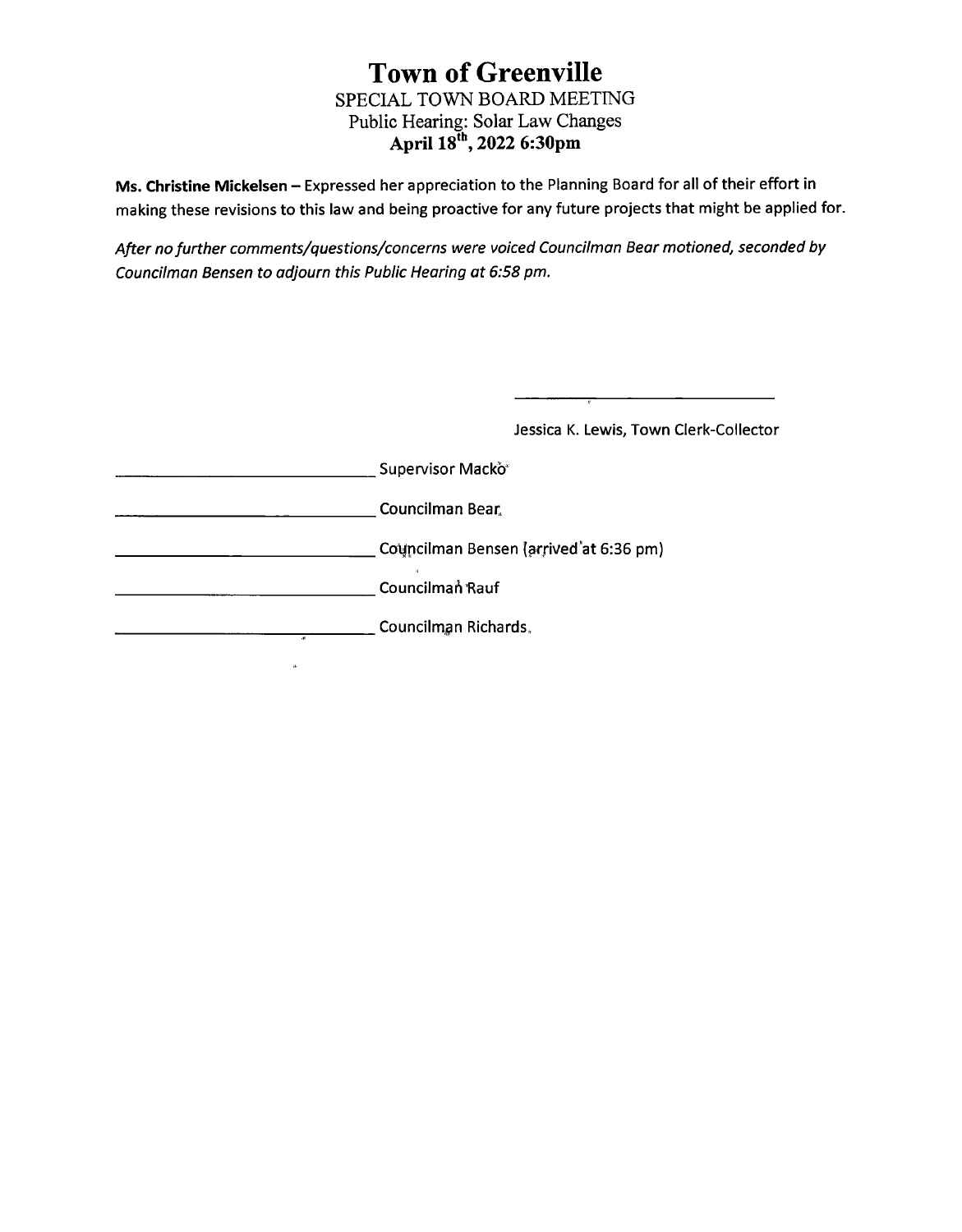# Town of Greenville

SPECIAL TOWN BOARD MEETING
Public Hearing: Solar Law Changes
**April 18th, 2022 6:30pm**

**Ms. Christine Mickelsen** – Expressed her appreciation to the Planning Board for all of their effort in making these revisions to this law and being proactive for any future projects that might be applied for.

*After no further comments/questions/concerns were voiced Councilman Bear motioned, seconded by Councilman Bensen to adjourn this Public Hearing at 6:58 pm.*

______________________________
Jessica K. Lewis, Town Clerk-Collector

______________________________ Supervisor Macko

______________________________ Councilman Bear

______________________________ Councilman Bensen (arrived at 6:36 pm)

______________________________ Councilman Rauf

______________________________ Councilman Richards